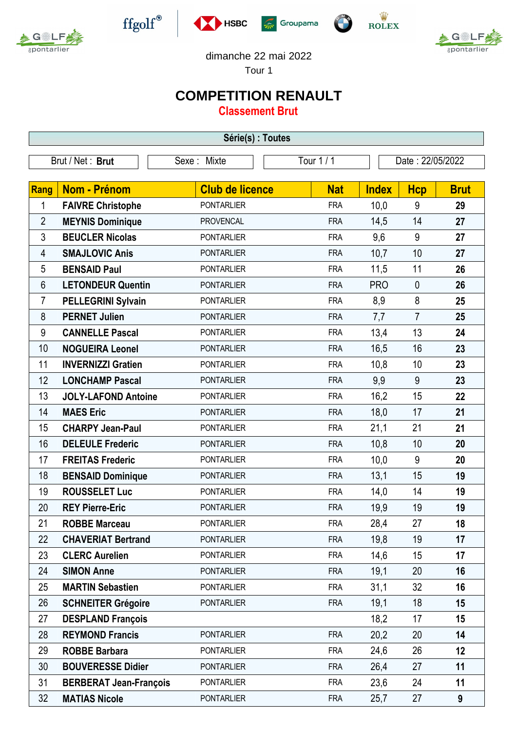dimanche 22 mai 2022

Tour 1

# COMPETITION RENAULT

## Classement Brut

| Série(s) : Toutes |
|---|

| Brut / Net : **Brut** | Sexe : Mixte | Tour 1 / 1 | Date : 22/05/2022 |
|---|---|---|---|

| Rang | Nom - Prénom | Club de licence | Nat | Index | Hcp | Brut |
|---|---|---|---|---|---|---|
| 1 | **FAIVRE Christophe** | PONTARLIER | FRA | 10,0 | 9 | **29** |
| 2 | **MEYNIS Dominique** | PROVENCAL | FRA | 14,5 | 14 | **27** |
| 3 | **BEUCLER Nicolas** | PONTARLIER | FRA | 9,6 | 9 | **27** |
| 4 | **SMAJLOVIC Anis** | PONTARLIER | FRA | 10,7 | 10 | **27** |
| 5 | **BENSAID Paul** | PONTARLIER | FRA | 11,5 | 11 | **26** |
| 6 | **LETONDEUR Quentin** | PONTARLIER | FRA | PRO | 0 | **26** |
| 7 | **PELLEGRINI Sylvain** | PONTARLIER | FRA | 8,9 | 8 | **25** |
| 8 | **PERNET Julien** | PONTARLIER | FRA | 7,7 | 7 | **25** |
| 9 | **CANNELLE Pascal** | PONTARLIER | FRA | 13,4 | 13 | **24** |
| 10 | **NOGUEIRA Leonel** | PONTARLIER | FRA | 16,5 | 16 | **23** |
| 11 | **INVERNIZZI Gratien** | PONTARLIER | FRA | 10,8 | 10 | **23** |
| 12 | **LONCHAMP Pascal** | PONTARLIER | FRA | 9,9 | 9 | **23** |
| 13 | **JOLY-LAFOND Antoine** | PONTARLIER | FRA | 16,2 | 15 | **22** |
| 14 | **MAES Eric** | PONTARLIER | FRA | 18,0 | 17 | **21** |
| 15 | **CHARPY Jean-Paul** | PONTARLIER | FRA | 21,1 | 21 | **21** |
| 16 | **DELEULE Frederic** | PONTARLIER | FRA | 10,8 | 10 | **20** |
| 17 | **FREITAS Frederic** | PONTARLIER | FRA | 10,0 | 9 | **20** |
| 18 | **BENSAID Dominique** | PONTARLIER | FRA | 13,1 | 15 | **19** |
| 19 | **ROUSSELET Luc** | PONTARLIER | FRA | 14,0 | 14 | **19** |
| 20 | **REY Pierre-Eric** | PONTARLIER | FRA | 19,9 | 19 | **19** |
| 21 | **ROBBE Marceau** | PONTARLIER | FRA | 28,4 | 27 | **18** |
| 22 | **CHAVERIAT Bertrand** | PONTARLIER | FRA | 19,8 | 19 | **17** |
| 23 | **CLERC Aurelien** | PONTARLIER | FRA | 14,6 | 15 | **17** |
| 24 | **SIMON Anne** | PONTARLIER | FRA | 19,1 | 20 | **16** |
| 25 | **MARTIN Sebastien** | PONTARLIER | FRA | 31,1 | 32 | **16** |
| 26 | **SCHNEITER Grégoire** | PONTARLIER | FRA | 19,1 | 18 | **15** |
| 27 | **DESPLAND François** | | | 18,2 | 17 | **15** |
| 28 | **REYMOND Francis** | PONTARLIER | FRA | 20,2 | 20 | **14** |
| 29 | **ROBBE Barbara** | PONTARLIER | FRA | 24,6 | 26 | **12** |
| 30 | **BOUVERESSE Didier** | PONTARLIER | FRA | 26,4 | 27 | **11** |
| 31 | **BERBERAT Jean-François** | PONTARLIER | FRA | 23,6 | 24 | **11** |
| 32 | **MATIAS Nicole** | PONTARLIER | FRA | 25,7 | 27 | **9** |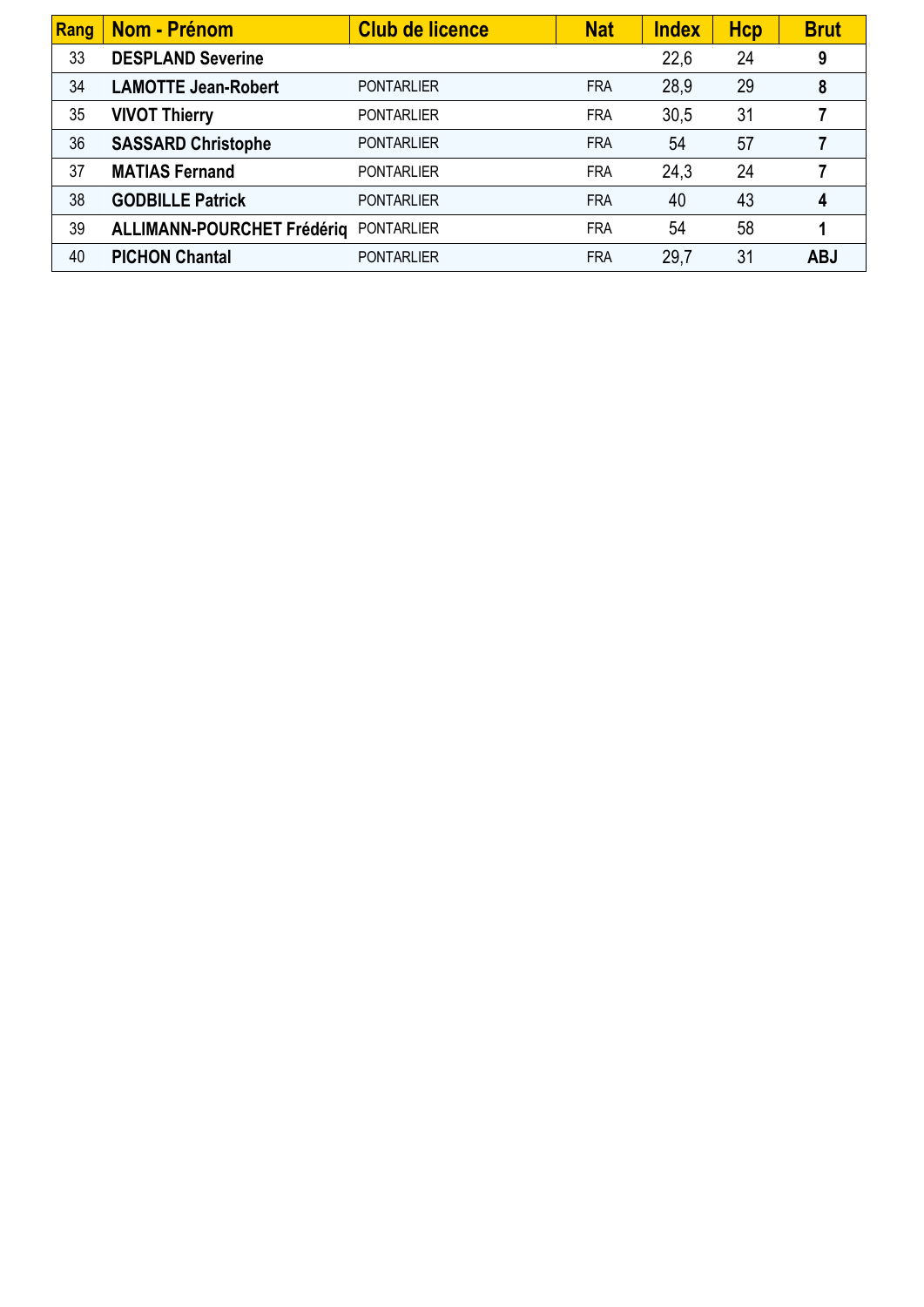| Rang | Nom - Prénom | Club de licence | Nat | Index | Hcp | Brut |
|---|---|---|---|---|---|---|
| 33 | **DESPLAND Severine** | | | 22,6 | 24 | **9** |
| 34 | **LAMOTTE Jean-Robert** | PONTARLIER | FRA | 28,9 | 29 | **8** |
| 35 | **VIVOT Thierry** | PONTARLIER | FRA | 30,5 | 31 | **7** |
| 36 | **SASSARD Christophe** | PONTARLIER | FRA | 54 | 57 | **7** |
| 37 | **MATIAS Fernand** | PONTARLIER | FRA | 24,3 | 24 | **7** |
| 38 | **GODBILLE Patrick** | PONTARLIER | FRA | 40 | 43 | **4** |
| 39 | **ALLIMANN-POURCHET Frédériq** | PONTARLIER | FRA | 54 | 58 | **1** |
| 40 | **PICHON Chantal** | PONTARLIER | FRA | 29,7 | 31 | **ABJ** |